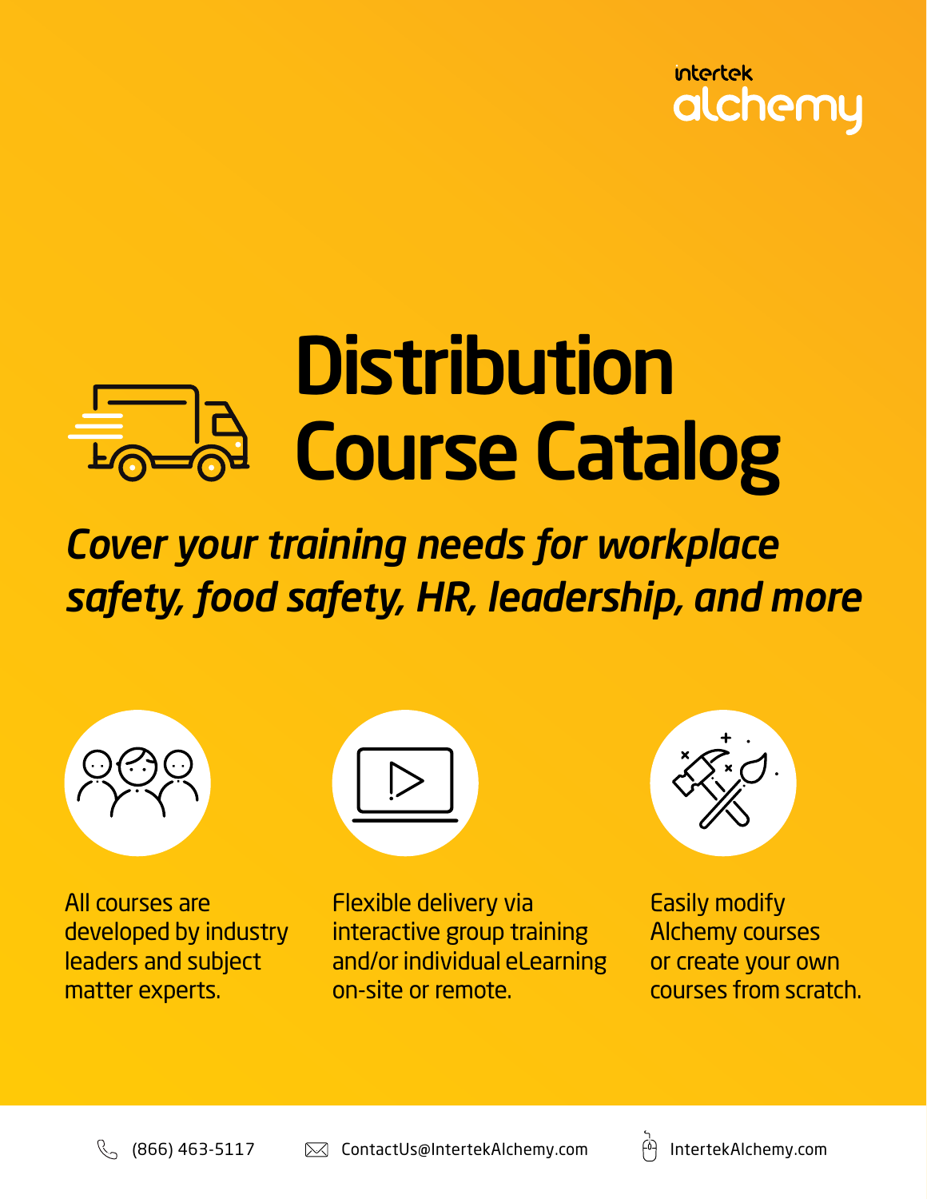intertek alchemy

# Distribution Course Catalog

***Cover your training needs for workplace safety, food safety, HR, leadership, and more***

All courses are developed by industry leaders and subject matter experts.

Flexible delivery via interactive group training and/or individual eLearning on-site or remote.

Easily modify Alchemy courses or create your own courses from scratch.

(866) 463-5117 | ContactUs@IntertekAlchemy.com | IntertekAlchemy.com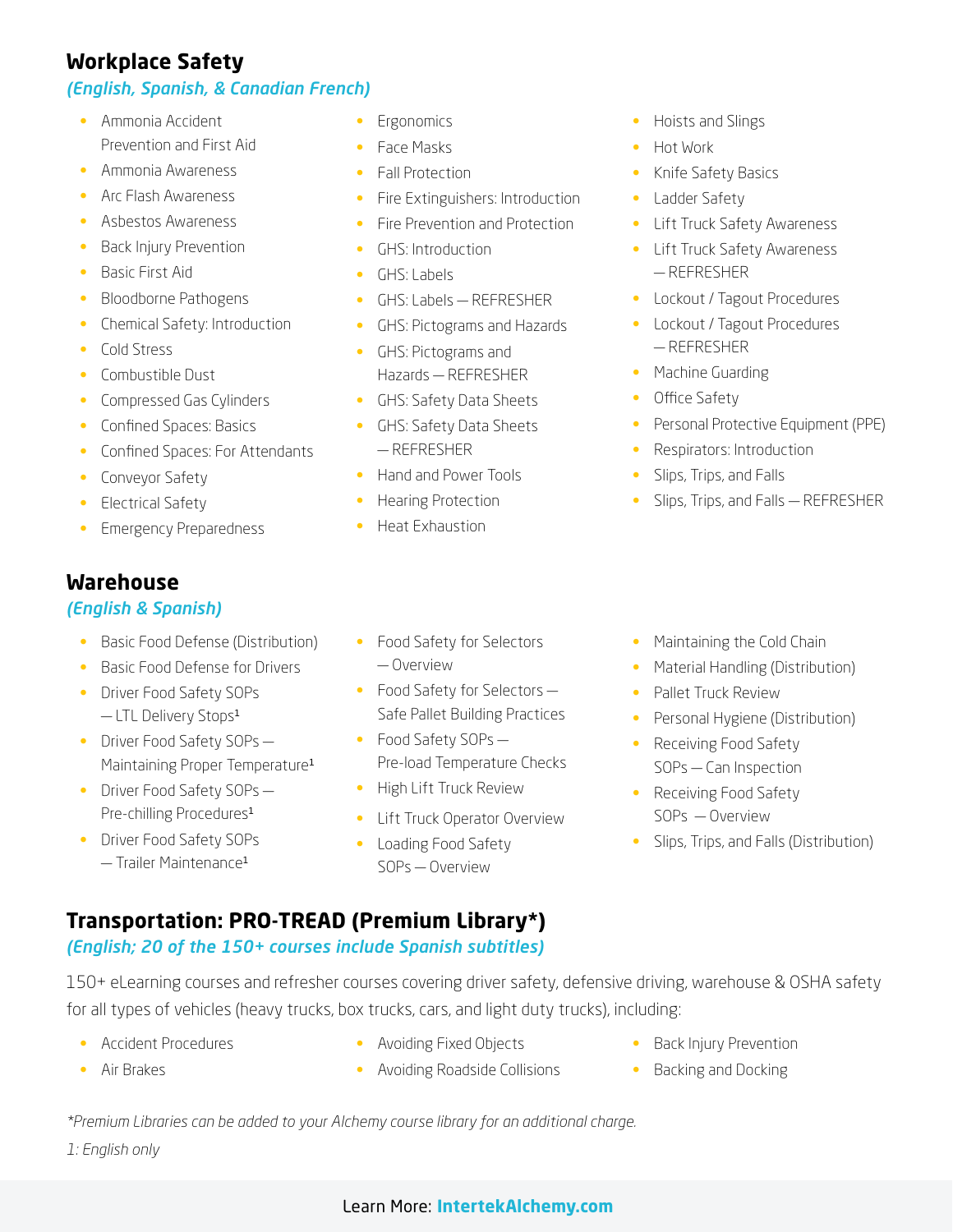## Workplace Safety

*(English, Spanish, & Canadian French)*

- Ammonia Accident Prevention and First Aid
- Ammonia Awareness
- Arc Flash Awareness
- Asbestos Awareness
- Back Injury Prevention
- Basic First Aid
- Bloodborne Pathogens
- Chemical Safety: Introduction
- Cold Stress
- Combustible Dust
- Compressed Gas Cylinders
- Confined Spaces: Basics
- Confined Spaces: For Attendants
- Conveyor Safety
- Electrical Safety
- Emergency Preparedness
- Ergonomics
- Face Masks
- Fall Protection
- Fire Extinguishers: Introduction
- Fire Prevention and Protection
- GHS: Introduction
- GHS: Labels
- GHS: Labels — REFRESHER
- GHS: Pictograms and Hazards
- GHS: Pictograms and Hazards — REFRESHER
- GHS: Safety Data Sheets
- GHS: Safety Data Sheets — REFRESHER
- Hand and Power Tools
- Hearing Protection
- Heat Exhaustion
- Hoists and Slings
- Hot Work
- Knife Safety Basics
- Ladder Safety
- Lift Truck Safety Awareness
- Lift Truck Safety Awareness — REFRESHER
- Lockout / Tagout Procedures
- Lockout / Tagout Procedures — REFRESHER
- Machine Guarding
- Office Safety
- Personal Protective Equipment (PPE)
- Respirators: Introduction
- Slips, Trips, and Falls
- Slips, Trips, and Falls — REFRESHER

## Warehouse

*(English & Spanish)*

- Basic Food Defense (Distribution)
- Basic Food Defense for Drivers
- Driver Food Safety SOPs — LTL Delivery Stops[1]
- Driver Food Safety SOPs — Maintaining Proper Temperature[1]
- Driver Food Safety SOPs — Pre-chilling Procedures[1]
- Driver Food Safety SOPs — Trailer Maintenance[1]
- Food Safety for Selectors — Overview
- Food Safety for Selectors — Safe Pallet Building Practices
- Food Safety SOPs — Pre-load Temperature Checks
- High Lift Truck Review
- Lift Truck Operator Overview
- Loading Food Safety SOPs — Overview
- Maintaining the Cold Chain
- Material Handling (Distribution)
- Pallet Truck Review
- Personal Hygiene (Distribution)
- Receiving Food Safety SOPs — Can Inspection
- Receiving Food Safety SOPs — Overview
- Slips, Trips, and Falls (Distribution)

## Transportation: PRO-TREAD (Premium Library*)

*(English; 20 of the 150+ courses include Spanish subtitles)*

150+ eLearning courses and refresher courses covering driver safety, defensive driving, warehouse & OSHA safety for all types of vehicles (heavy trucks, box trucks, cars, and light duty trucks), including:

- Accident Procedures
- Air Brakes
- Avoiding Fixed Objects
- Avoiding Roadside Collisions
- Back Injury Prevention
- Backing and Docking

*\*Premium Libraries can be added to your Alchemy course library for an additional charge.*

*1: English only*

Learn More: **IntertekAlchemy.com**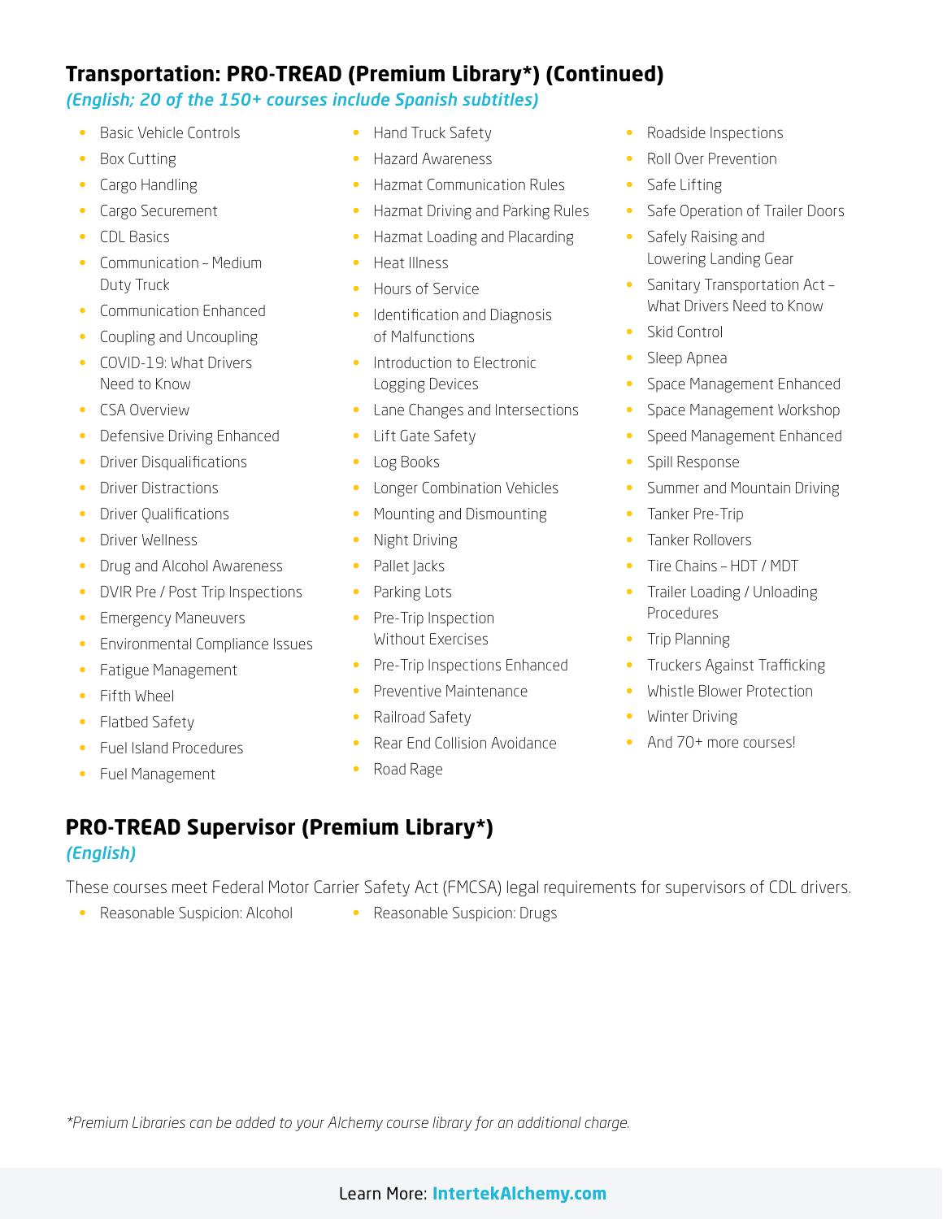## Transportation: PRO-TREAD (Premium Library*) (Continued)

*(English; 20 of the 150+ courses include Spanish subtitles)*

- Basic Vehicle Controls
- Box Cutting
- Cargo Handling
- Cargo Securement
- CDL Basics
- Communication – Medium Duty Truck
- Communication Enhanced
- Coupling and Uncoupling
- COVID-19: What Drivers Need to Know
- CSA Overview
- Defensive Driving Enhanced
- Driver Disqualifications
- Driver Distractions
- Driver Qualifications
- Driver Wellness
- Drug and Alcohol Awareness
- DVIR Pre / Post Trip Inspections
- Emergency Maneuvers
- Environmental Compliance Issues
- Fatigue Management
- Fifth Wheel
- Flatbed Safety
- Fuel Island Procedures
- Fuel Management
- Hand Truck Safety
- Hazard Awareness
- Hazmat Communication Rules
- Hazmat Driving and Parking Rules
- Hazmat Loading and Placarding
- Heat Illness
- Hours of Service
- Identification and Diagnosis of Malfunctions
- Introduction to Electronic Logging Devices
- Lane Changes and Intersections
- Lift Gate Safety
- Log Books
- Longer Combination Vehicles
- Mounting and Dismounting
- Night Driving
- Pallet Jacks
- Parking Lots
- Pre-Trip Inspection Without Exercises
- Pre-Trip Inspections Enhanced
- Preventive Maintenance
- Railroad Safety
- Rear End Collision Avoidance
- Road Rage
- Roadside Inspections
- Roll Over Prevention
- Safe Lifting
- Safe Operation of Trailer Doors
- Safely Raising and Lowering Landing Gear
- Sanitary Transportation Act – What Drivers Need to Know
- Skid Control
- Sleep Apnea
- Space Management Enhanced
- Space Management Workshop
- Speed Management Enhanced
- Spill Response
- Summer and Mountain Driving
- Tanker Pre-Trip
- Tanker Rollovers
- Tire Chains – HDT / MDT
- Trailer Loading / Unloading Procedures
- Trip Planning
- Truckers Against Trafficking
- Whistle Blower Protection
- Winter Driving
- And 70+ more courses!

## PRO-TREAD Supervisor (Premium Library*)

*(English)*

These courses meet Federal Motor Carrier Safety Act (FMCSA) legal requirements for supervisors of CDL drivers.

- Reasonable Suspicion: Alcohol
- Reasonable Suspicion: Drugs

*Premium Libraries can be added to your Alchemy course library for an additional charge.*

Learn More: **IntertekAlchemy.com**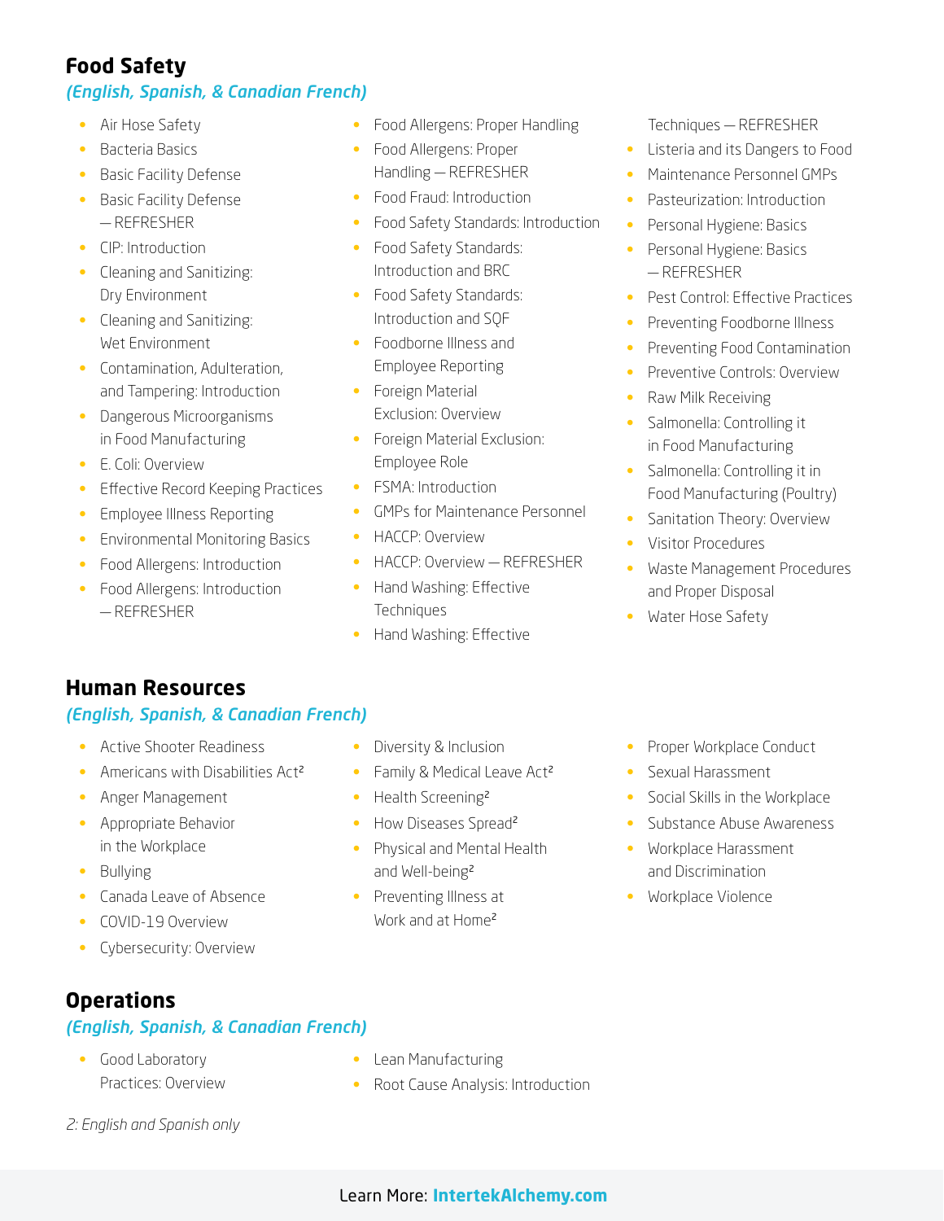## Food Safety

*(English, Spanish, & Canadian French)*

- Air Hose Safety
- Bacteria Basics
- Basic Facility Defense
- Basic Facility Defense — REFRESHER
- CIP: Introduction
- Cleaning and Sanitizing: Dry Environment
- Cleaning and Sanitizing: Wet Environment
- Contamination, Adulteration, and Tampering: Introduction
- Dangerous Microorganisms in Food Manufacturing
- E. Coli: Overview
- Effective Record Keeping Practices
- Employee Illness Reporting
- Environmental Monitoring Basics
- Food Allergens: Introduction
- Food Allergens: Introduction — REFRESHER
- Food Allergens: Proper Handling
- Food Allergens: Proper Handling — REFRESHER
- Food Fraud: Introduction
- Food Safety Standards: Introduction
- Food Safety Standards: Introduction and BRC
- Food Safety Standards: Introduction and SQF
- Foodborne Illness and Employee Reporting
- Foreign Material Exclusion: Overview
- Foreign Material Exclusion: Employee Role
- FSMA: Introduction
- GMPs for Maintenance Personnel
- HACCP: Overview
- HACCP: Overview — REFRESHER
- Hand Washing: Effective Techniques
- Hand Washing: Effective Techniques — REFRESHER
- Listeria and its Dangers to Food
- Maintenance Personnel GMPs
- Pasteurization: Introduction
- Personal Hygiene: Basics
- Personal Hygiene: Basics — REFRESHER
- Pest Control: Effective Practices
- Preventing Foodborne Illness
- Preventing Food Contamination
- Preventive Controls: Overview
- Raw Milk Receiving
- Salmonella: Controlling it in Food Manufacturing
- Salmonella: Controlling it in Food Manufacturing (Poultry)
- Sanitation Theory: Overview
- Visitor Procedures
- Waste Management Procedures and Proper Disposal
- Water Hose Safety

## Human Resources

*(English, Spanish, & Canadian French)*

- Active Shooter Readiness
- Americans with Disabilities Act[2]
- Anger Management
- Appropriate Behavior in the Workplace
- Bullying
- Canada Leave of Absence
- COVID-19 Overview
- Cybersecurity: Overview
- Diversity & Inclusion
- Family & Medical Leave Act[2]
- Health Screening[2]
- How Diseases Spread[2]
- Physical and Mental Health and Well-being[2]
- Preventing Illness at Work and at Home[2]
- Proper Workplace Conduct
- Sexual Harassment
- Social Skills in the Workplace
- Substance Abuse Awareness
- Workplace Harassment and Discrimination
- Workplace Violence

## Operations

*(English, Spanish, & Canadian French)*

- Good Laboratory Practices: Overview
- Lean Manufacturing
- Root Cause Analysis: Introduction

*2: English and Spanish only*

Learn More: **IntertekAlchemy.com**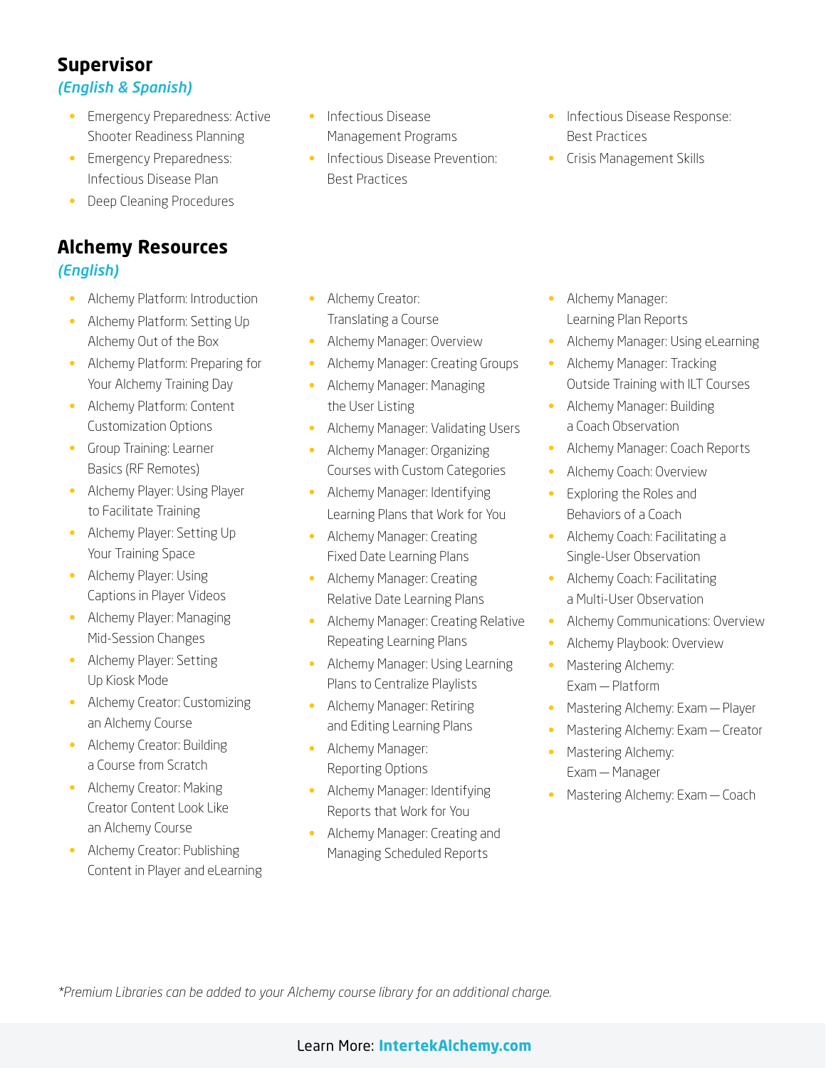## Supervisor

*(English & Spanish)*

- Emergency Preparedness: Active Shooter Readiness Planning
- Emergency Preparedness: Infectious Disease Plan
- Deep Cleaning Procedures
- Infectious Disease Management Programs
- Infectious Disease Prevention: Best Practices
- Infectious Disease Response: Best Practices
- Crisis Management Skills

## Alchemy Resources

*(English)*

- Alchemy Platform: Introduction
- Alchemy Platform: Setting Up Alchemy Out of the Box
- Alchemy Platform: Preparing for Your Alchemy Training Day
- Alchemy Platform: Content Customization Options
- Group Training: Learner Basics (RF Remotes)
- Alchemy Player: Using Player to Facilitate Training
- Alchemy Player: Setting Up Your Training Space
- Alchemy Player: Using Captions in Player Videos
- Alchemy Player: Managing Mid-Session Changes
- Alchemy Player: Setting Up Kiosk Mode
- Alchemy Creator: Customizing an Alchemy Course
- Alchemy Creator: Building a Course from Scratch
- Alchemy Creator: Making Creator Content Look Like an Alchemy Course
- Alchemy Creator: Publishing Content in Player and eLearning
- Alchemy Creator: Translating a Course
- Alchemy Manager: Overview
- Alchemy Manager: Creating Groups
- Alchemy Manager: Managing the User Listing
- Alchemy Manager: Validating Users
- Alchemy Manager: Organizing Courses with Custom Categories
- Alchemy Manager: Identifying Learning Plans that Work for You
- Alchemy Manager: Creating Fixed Date Learning Plans
- Alchemy Manager: Creating Relative Date Learning Plans
- Alchemy Manager: Creating Relative Repeating Learning Plans
- Alchemy Manager: Using Learning Plans to Centralize Playlists
- Alchemy Manager: Retiring and Editing Learning Plans
- Alchemy Manager: Reporting Options
- Alchemy Manager: Identifying Reports that Work for You
- Alchemy Manager: Creating and Managing Scheduled Reports
- Alchemy Manager: Learning Plan Reports
- Alchemy Manager: Using eLearning
- Alchemy Manager: Tracking Outside Training with ILT Courses
- Alchemy Manager: Building a Coach Observation
- Alchemy Manager: Coach Reports
- Alchemy Coach: Overview
- Exploring the Roles and Behaviors of a Coach
- Alchemy Coach: Facilitating a Single-User Observation
- Alchemy Coach: Facilitating a Multi-User Observation
- Alchemy Communications: Overview
- Alchemy Playbook: Overview
- Mastering Alchemy: Exam — Platform
- Mastering Alchemy: Exam — Player
- Mastering Alchemy: Exam — Creator
- Mastering Alchemy: Exam — Manager
- Mastering Alchemy: Exam — Coach

*\*Premium Libraries can be added to your Alchemy course library for an additional charge.*

Learn More: **IntertekAlchemy.com**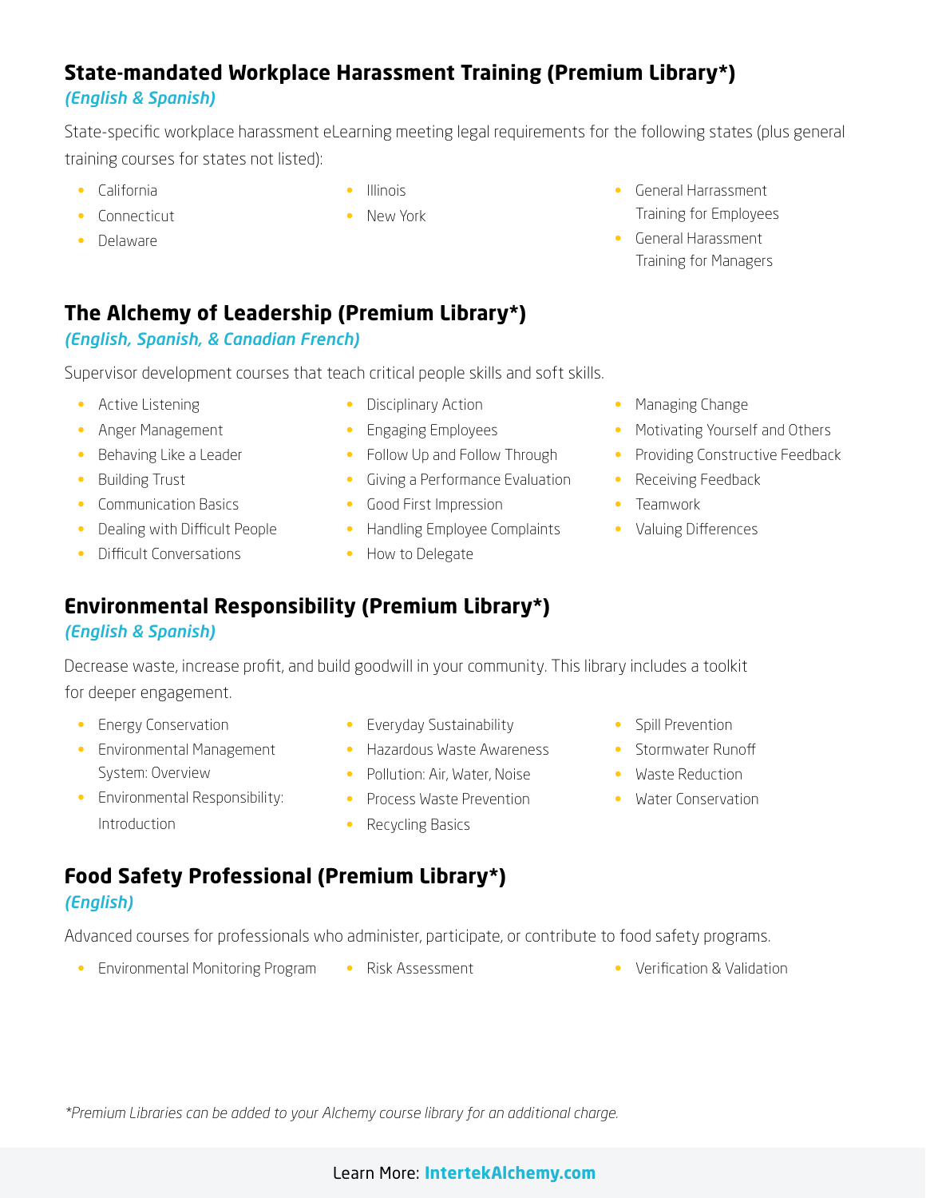## State-mandated Workplace Harassment Training (Premium Library*)

***(English & Spanish)***

State-specific workplace harassment eLearning meeting legal requirements for the following states (plus general training courses for states not listed):

- California
- Connecticut
- Delaware
- Illinois
- New York
- General Harrassment Training for Employees
- General Harassment Training for Managers

## The Alchemy of Leadership (Premium Library*)

***(English, Spanish, & Canadian French)***

Supervisor development courses that teach critical people skills and soft skills.

- Active Listening
- Anger Management
- Behaving Like a Leader
- Building Trust
- Communication Basics
- Dealing with Difficult People
- Difficult Conversations
- Disciplinary Action
- Engaging Employees
- Follow Up and Follow Through
- Giving a Performance Evaluation
- Good First Impression
- Handling Employee Complaints
- How to Delegate
- Managing Change
- Motivating Yourself and Others
- Providing Constructive Feedback
- Receiving Feedback
- Teamwork
- Valuing Differences

## Environmental Responsibility (Premium Library*)

***(English & Spanish)***

Decrease waste, increase profit, and build goodwill in your community. This library includes a toolkit for deeper engagement.

- Energy Conservation
- Environmental Management System: Overview
- Environmental Responsibility: Introduction
- Everyday Sustainability
- Hazardous Waste Awareness
- Pollution: Air, Water, Noise
- Process Waste Prevention
- Recycling Basics
- Spill Prevention
- Stormwater Runoff
- Waste Reduction
- Water Conservation

## Food Safety Professional (Premium Library*)

***(English)***

Advanced courses for professionals who administer, participate, or contribute to food safety programs.

- Environmental Monitoring Program
- Risk Assessment
- Verification & Validation

*\*Premium Libraries can be added to your Alchemy course library for an additional charge.*

Learn More: **IntertekAlchemy.com**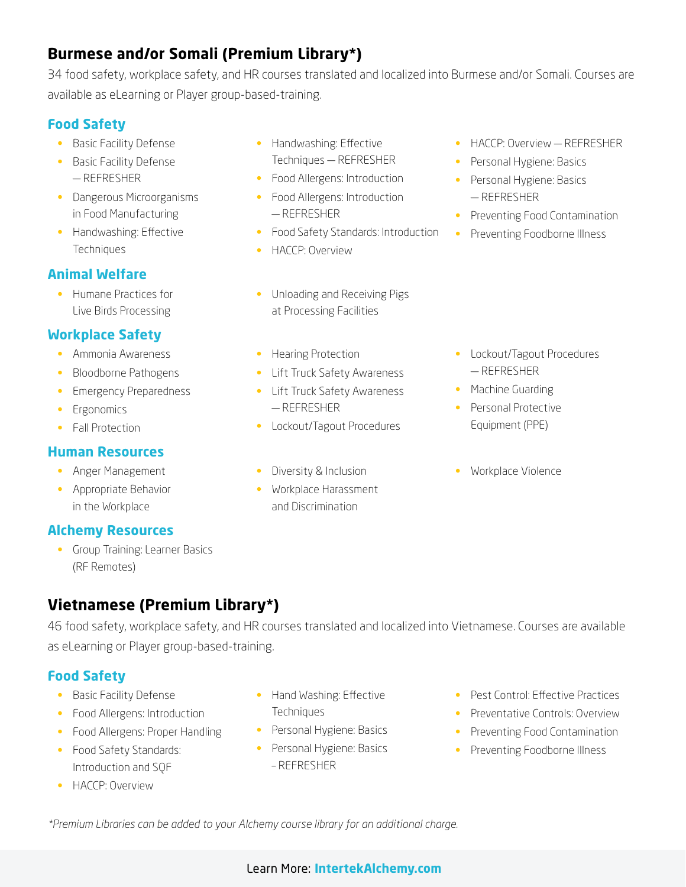## Burmese and/or Somali (Premium Library*)

34 food safety, workplace safety, and HR courses translated and localized into Burmese and/or Somali. Courses are available as eLearning or Player group-based-training.

### Food Safety

- Basic Facility Defense
- Basic Facility Defense — REFRESHER
- Dangerous Microorganisms in Food Manufacturing
- Handwashing: Effective Techniques
- Handwashing: Effective Techniques — REFRESHER
- Food Allergens: Introduction
- Food Allergens: Introduction — REFRESHER
- Food Safety Standards: Introduction
- HACCP: Overview
- HACCP: Overview — REFRESHER
- Personal Hygiene: Basics
- Personal Hygiene: Basics — REFRESHER
- Preventing Food Contamination
- Preventing Foodborne Illness

### Animal Welfare

- Humane Practices for Live Birds Processing
- Unloading and Receiving Pigs at Processing Facilities

### Workplace Safety

- Ammonia Awareness
- Bloodborne Pathogens
- Emergency Preparedness
- Ergonomics
- Fall Protection
- Hearing Protection
- Lift Truck Safety Awareness
- Lift Truck Safety Awareness — REFRESHER
- Lockout/Tagout Procedures
- Lockout/Tagout Procedures — REFRESHER
- Machine Guarding
- Personal Protective Equipment (PPE)

### Human Resources

- Anger Management
- Appropriate Behavior in the Workplace
- Diversity & Inclusion
- Workplace Harassment and Discrimination
- Workplace Violence

### Alchemy Resources

- Group Training: Learner Basics (RF Remotes)

## Vietnamese (Premium Library*)

46 food safety, workplace safety, and HR courses translated and localized into Vietnamese. Courses are available as eLearning or Player group-based-training.

### Food Safety

- Basic Facility Defense
- Food Allergens: Introduction
- Food Allergens: Proper Handling
- Food Safety Standards: Introduction and SQF
- HACCP: Overview
- Hand Washing: Effective Techniques
- Personal Hygiene: Basics
- Personal Hygiene: Basics – REFRESHER
- Pest Control: Effective Practices
- Preventative Controls: Overview
- Preventing Food Contamination
- Preventing Foodborne Illness

*\*Premium Libraries can be added to your Alchemy course library for an additional charge.*

Learn More: **IntertekAlchemy.com**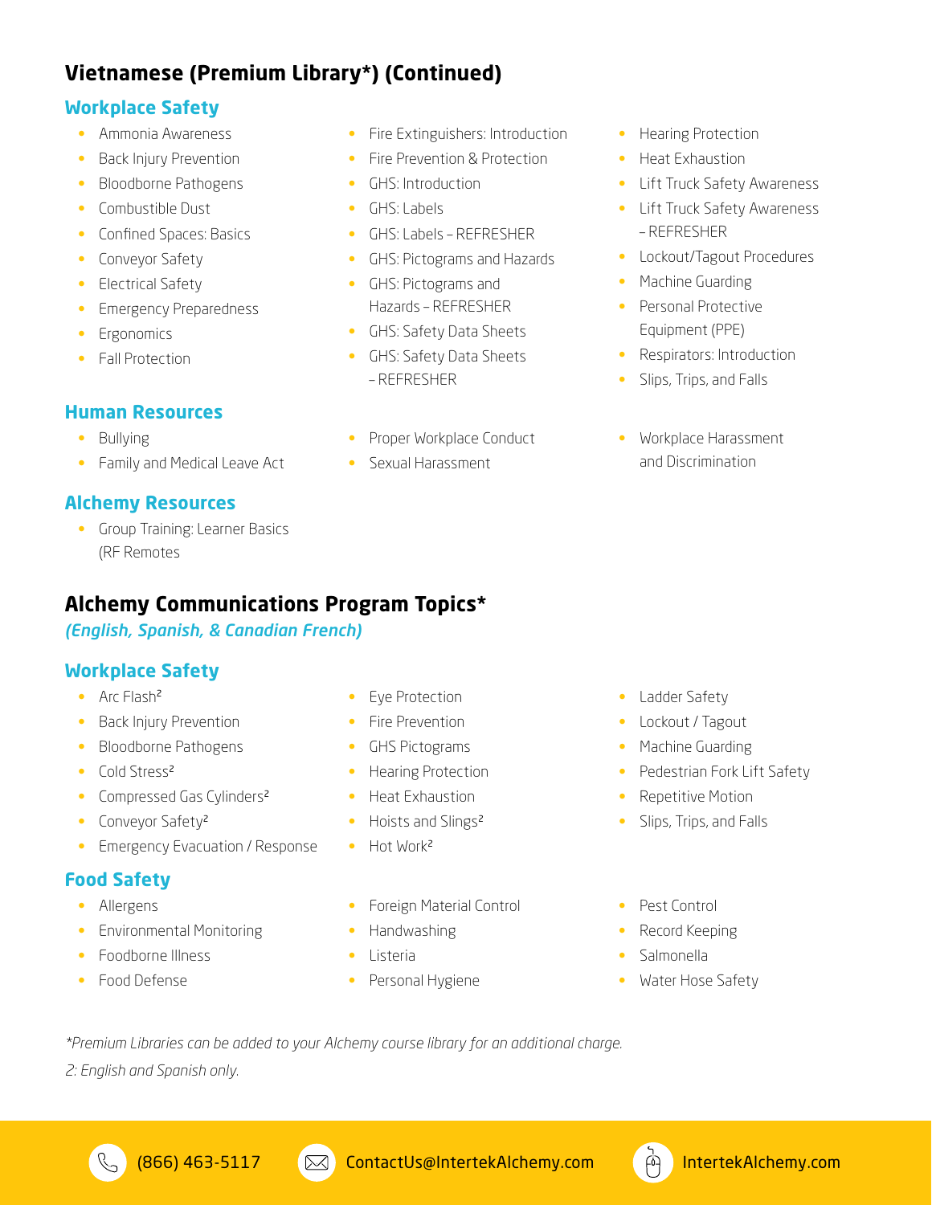## Vietnamese (Premium Library*) (Continued)

### Workplace Safety

- Ammonia Awareness
- Back Injury Prevention
- Bloodborne Pathogens
- Combustible Dust
- Confined Spaces: Basics
- Conveyor Safety
- Electrical Safety
- Emergency Preparedness
- Ergonomics
- Fall Protection
- Fire Extinguishers: Introduction
- Fire Prevention & Protection
- GHS: Introduction
- GHS: Labels
- GHS: Labels – REFRESHER
- GHS: Pictograms and Hazards
- GHS: Pictograms and Hazards – REFRESHER
- GHS: Safety Data Sheets
- GHS: Safety Data Sheets – REFRESHER
- Hearing Protection
- Heat Exhaustion
- Lift Truck Safety Awareness
- Lift Truck Safety Awareness – REFRESHER
- Lockout/Tagout Procedures
- Machine Guarding
- Personal Protective Equipment (PPE)
- Respirators: Introduction
- Slips, Trips, and Falls

### Human Resources

- Bullying
- Family and Medical Leave Act
- Proper Workplace Conduct
- Sexual Harassment
- Workplace Harassment and Discrimination

### Alchemy Resources

- Group Training: Learner Basics (RF Remotes

## Alchemy Communications Program Topics*

*(English, Spanish, & Canadian French)*

### Workplace Safety

- Arc Flash[2]
- Back Injury Prevention
- Bloodborne Pathogens
- Cold Stress[2]
- Compressed Gas Cylinders[2]
- Conveyor Safety[2]
- Emergency Evacuation / Response
- Eye Protection
- Fire Prevention
- GHS Pictograms
- Hearing Protection
- Heat Exhaustion
- Hoists and Slings[2]
- Hot Work[2]
- Ladder Safety
- Lockout / Tagout
- Machine Guarding
- Pedestrian Fork Lift Safety
- Repetitive Motion
- Slips, Trips, and Falls

### Food Safety

- Allergens
- Environmental Monitoring
- Foodborne Illness
- Food Defense
- Foreign Material Control
- Handwashing
- Listeria
- Personal Hygiene
- Pest Control
- Record Keeping
- Salmonella
- Water Hose Safety

*\*Premium Libraries can be added to your Alchemy course library for an additional charge.*

*2: English and Spanish only.*

(866) 463-5117 ContactUs@IntertekAlchemy.com IntertekAlchemy.com